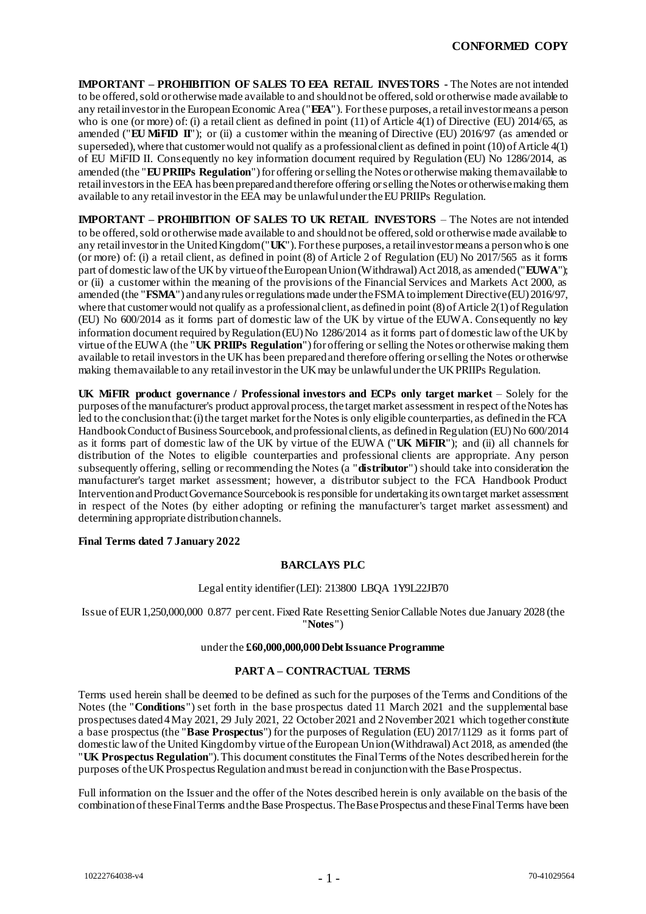**CONFORMED COPY**

**IMPORTANT – PROHIBITION OF SALES TO EEA RETAIL INVESTORS** - The Notes are not intended to be offered, sold or otherwise made available to and should not be offered, sold or otherwise made available to any retail investor in the European Economic Area ("**EEA**"). For these purposes, a retail investor means a person who is one (or more) of: (i) a retail client as defined in point (11) of Article 4(1) of Directive (EU) 2014/65, as amended ("**EU MiFID II**"); or (ii) a customer within the meaning of Directive (EU) 2016/97 (as amended or superseded), where that customer would not qualify as a professional client as defined in point (10) of Article 4(1) of EU MiFID II. Consequently no key information document required by Regulation (EU) No 1286/2014, as amended (the "**EU PRIIPs Regulation**") for offering or selling the Notes or otherwise making them available to retail investors in the EEA has been prepared and therefore offering or selling the Notes or otherwise making them available to any retail investor in the EEA may be unlawful under the EU PRIIPs Regulation.

**IMPORTANT – PROHIBITION OF SALES TO UK RETAIL INVESTORS** – The Notes are not intended to be offered, sold or otherwise made available to and should not be offered, sold or otherwise made available to any retail investor in the United Kingdom ("**UK**"). For these purposes, a retail investor means a person who is one (or more) of: (i) a retail client, as defined in point (8) of Article 2 of Regulation (EU) No 2017/565 as it forms part of domestic law of the UK by virtue of the European Union (Withdrawal) Act 2018, as amended ("**EUWA**"); or (ii) a customer within the meaning of the provisions of the Financial Services and Markets Act 2000, as amended (the "**FSMA**") and any rules or regulations made under the FSMA to implement Directive (EU) 2016/97, where that customer would not qualify as a professional client, as defined in point (8) of Article 2(1) of Regulation (EU) No 600/2014 as it forms part of domestic law of the UK by virtue of the EUWA. Consequently no key information document required by Regulation (EU) No 1286/2014 as it forms part of domestic law of the UK by virtue of the EUWA (the "**UK PRIIPs Regulation**") for offering or selling the Notes or otherwise making them available to retail investors in the UK has been prepared and therefore offering or selling the Notes or otherwise making them available to any retail investor in the UK may be unlawful under the UK PRIIPs Regulation.

**UK MiFIR product governance / Professional investors and ECPs only target market** – Solely for the purposes of the manufacturer's product approval process, the target market assessment in respect of the Notes has led to the conclusion that: (i) the target market for the Notes is only eligible counterparties, as defined in the FCA Handbook Conduct of Business Sourcebook, and professional clients, as defined in Regulation (EU) No 600/2014 as it forms part of domestic law of the UK by virtue of the EUWA ("**UK MiFIR**"); and (ii) all channels for distribution of the Notes to eligible counterparties and professional clients are appropriate. Any person subsequently offering, selling or recommending the Notes (a "**distributor**") should take into consideration the manufacturer's target market assessment; however, a distributor subject to the FCA Handbook Product Intervention and Product Governance Sourcebook is responsible for undertaking its own target market assessment in respect of the Notes (by either adopting or refining the manufacturer's target market assessment) and determining appropriate distribution channels.

**Final Terms dated 7 January 2022**

**BARCLAYS PLC**

Legal entity identifier (LEI): 213800 LBQA 1Y9L22JB70

Issue of EUR 1,250,000,000 0.877 per cent. Fixed Rate Resetting Senior Callable Notes due January 2028 (the "**Notes**")

under the **£60,000,000,000 Debt Issuance Programme**

**PART A – CONTRACTUAL TERMS**

Terms used herein shall be deemed to be defined as such for the purposes of the Terms and Conditions of the Notes (the "**Conditions**") set forth in the base prospectus dated 11 March 2021 and the supplemental base prospectuses dated 4 May 2021, 29 July 2021, 22 October 2021 and 2 November 2021 which together constitute a base prospectus (the "**Base Prospectus**") for the purposes of Regulation (EU) 2017/1129 as it forms part of domestic law of the United Kingdom by virtue of the European Union (Withdrawal) Act 2018, as amended (the "**UK Prospectus Regulation**"). This document constitutes the Final Terms of the Notes described herein for the purposes of the UK Prospectus Regulation and must be read in conjunction with the Base Prospectus.

Full information on the Issuer and the offer of the Notes described herein is only available on the basis of the combination of these Final Terms and the Base Prospectus. The Base Prospectus and these Final Terms have been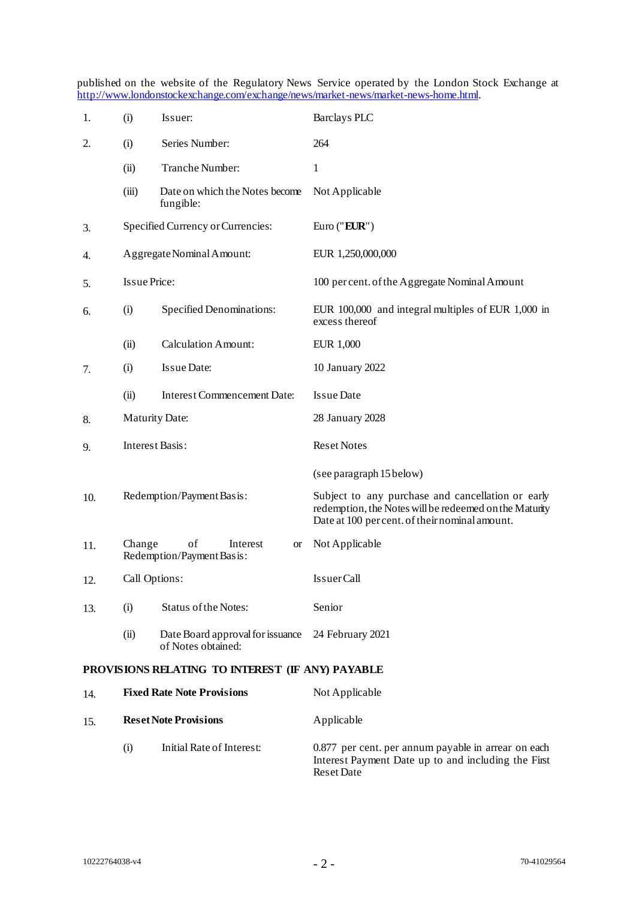published on the website of the Regulatory News Service operated by the London Stock Exchange at http://www.londonstockexchange.com/exchange/news/market-news/market-news-home.html.

| | | | |
|---|---|---|---|
| 1. | (i) | Issuer: | Barclays PLC |
| 2. | (i) | Series Number: | 264 |
| | (ii) | Tranche Number: | 1 |
| | (iii) | Date on which the Notes become fungible: | Not Applicable |
| 3. | | Specified Currency or Currencies: | Euro ("**EUR**") |
| 4. | | Aggregate Nominal Amount: | EUR 1,250,000,000 |
| 5. | | Issue Price: | 100 per cent. of the Aggregate Nominal Amount |
| 6. | (i) | Specified Denominations: | EUR 100,000 and integral multiples of EUR 1,000 in excess thereof |
| | (ii) | Calculation Amount: | EUR 1,000 |
| 7. | (i) | Issue Date: | 10 January 2022 |
| | (ii) | Interest Commencement Date: | Issue Date |
| 8. | | Maturity Date: | 28 January 2028 |
| 9. | | Interest Basis: | Reset Notes<br><br>(see paragraph 15 below) |
| 10. | | Redemption/Payment Basis: | Subject to any purchase and cancellation or early redemption, the Notes will be redeemed on the Maturity Date at 100 per cent. of their nominal amount. |
| 11. | | Change of Interest or Redemption/Payment Basis: | Not Applicable |
| 12. | | Call Options: | Issuer Call |
| 13. | (i) | Status of the Notes: | Senior |
| | (ii) | Date Board approval for issuance of Notes obtained: | 24 February 2021 |

**PROVISIONS RELATING TO INTEREST (IF ANY) PAYABLE**

| | | | |
|---|---|---|---|
| 14. | | **Fixed Rate Note Provisions** | Not Applicable |
| 15. | | **Reset Note Provisions** | Applicable |
| | (i) | Initial Rate of Interest: | 0.877 per cent. per annum payable in arrear on each Interest Payment Date up to and including the First Reset Date |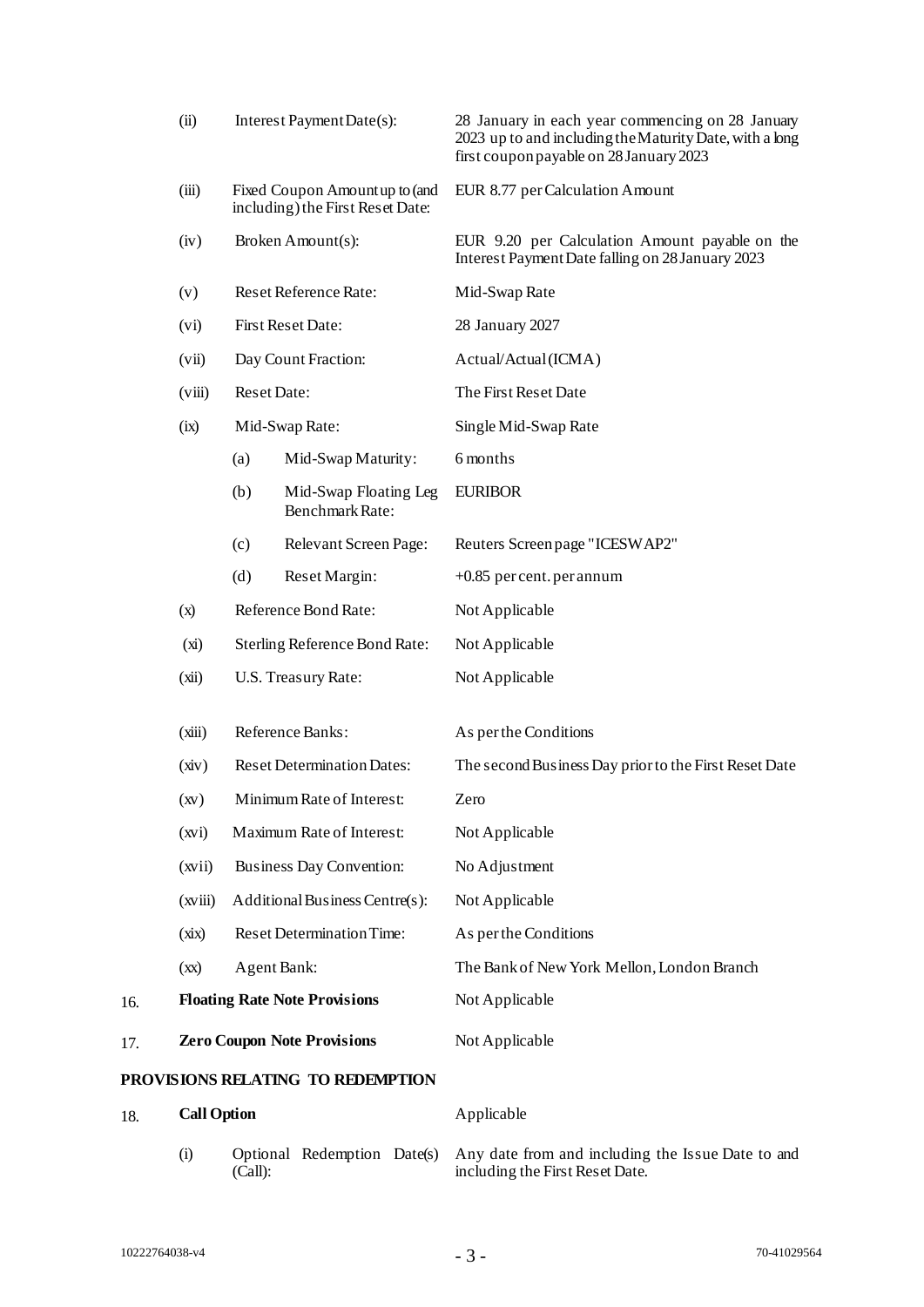| | | | |
|---|---|---|---|
| | (ii) | Interest Payment Date(s): | 28 January in each year commencing on 28 January 2023 up to and including the Maturity Date, with a long first coupon payable on 28 January 2023 |
| | (iii) | Fixed Coupon Amount up to (and including) the First Reset Date: | EUR 8.77 per Calculation Amount |
| | (iv) | Broken Amount(s): | EUR 9.20 per Calculation Amount payable on the Interest Payment Date falling on 28 January 2023 |
| | (v) | Reset Reference Rate: | Mid-Swap Rate |
| | (vi) | First Reset Date: | 28 January 2027 |
| | (vii) | Day Count Fraction: | Actual/Actual (ICMA) |
| | (viii) | Reset Date: | The First Reset Date |
| | (ix) | Mid-Swap Rate: | Single Mid-Swap Rate |
| | | (a) Mid-Swap Maturity: | 6 months |
| | | (b) Mid-Swap Floating Leg Benchmark Rate: | EURIBOR |
| | | (c) Relevant Screen Page: | Reuters Screen page "ICESWAP2" |
| | | (d) Reset Margin: | +0.85 per cent. per annum |
| | (x) | Reference Bond Rate: | Not Applicable |
| | (xi) | Sterling Reference Bond Rate: | Not Applicable |
| | (xii) | U.S. Treasury Rate: | Not Applicable |
| | (xiii) | Reference Banks: | As per the Conditions |
| | (xiv) | Reset Determination Dates: | The second Business Day prior to the First Reset Date |
| | (xv) | Minimum Rate of Interest: | Zero |
| | (xvi) | Maximum Rate of Interest: | Not Applicable |
| | (xvii) | Business Day Convention: | No Adjustment |
| | (xviii) | Additional Business Centre(s): | Not Applicable |
| | (xix) | Reset Determination Time: | As per the Conditions |
| | (xx) | Agent Bank: | The Bank of New York Mellon, London Branch |
| 16. | **Floating Rate Note Provisions** | | Not Applicable |
| 17. | **Zero Coupon Note Provisions** | | Not Applicable |

**PROVISIONS RELATING TO REDEMPTION**

| | | | |
|---|---|---|---|
| 18. | **Call Option** | | Applicable |
| | (i) | Optional Redemption Date(s) (Call): | Any date from and including the Issue Date to and including the First Reset Date. |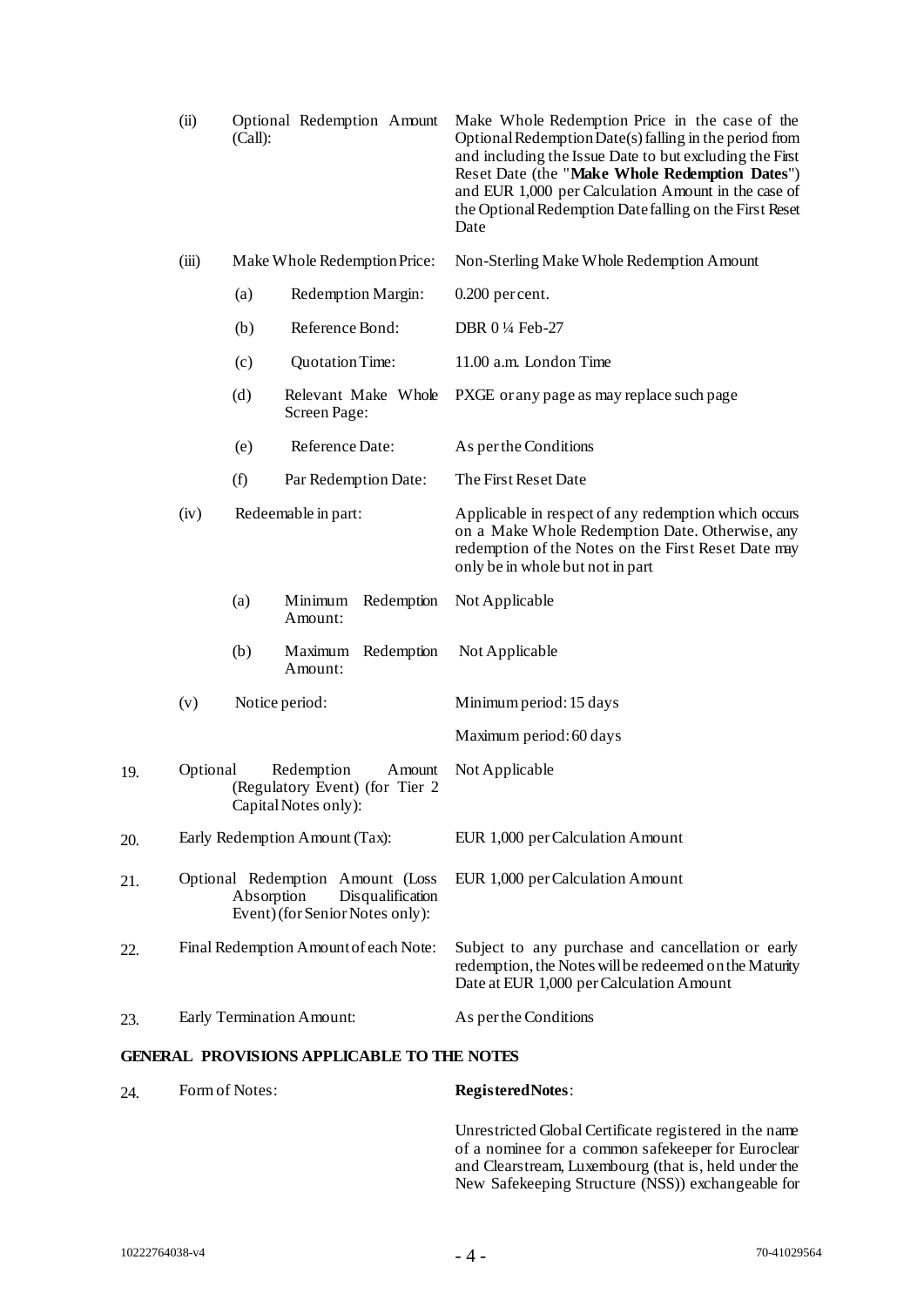| | | | |
|---|---|---|---|
| | (ii) | Optional Redemption Amount (Call): | Make Whole Redemption Price in the case of the Optional Redemption Date(s) falling in the period from and including the Issue Date to but excluding the First Reset Date (the "**Make Whole Redemption Dates**") and EUR 1,000 per Calculation Amount in the case of the Optional Redemption Date falling on the First Reset Date |
| | (iii) | Make Whole Redemption Price: | Non-Sterling Make Whole Redemption Amount |
| | | (a) Redemption Margin: | 0.200 per cent. |
| | | (b) Reference Bond: | DBR 0 ¼ Feb-27 |
| | | (c) Quotation Time: | 11.00 a.m. London Time |
| | | (d) Relevant Make Whole Screen Page: | PXGE or any page as may replace such page |
| | | (e) Reference Date: | As per the Conditions |
| | | (f) Par Redemption Date: | The First Reset Date |
| | (iv) | Redeemable in part: | Applicable in respect of any redemption which occurs on a Make Whole Redemption Date. Otherwise, any redemption of the Notes on the First Reset Date may only be in whole but not in part |
| | | (a) Minimum Redemption Amount: | Not Applicable |
| | | (b) Maximum Redemption Amount: | Not Applicable |
| | (v) | Notice period: | Minimum period: 15 days<br><br>Maximum period: 60 days |
| 19. | Optional Redemption Amount (Regulatory Event) (for Tier 2 Capital Notes only): | | Not Applicable |
| 20. | Early Redemption Amount (Tax): | | EUR 1,000 per Calculation Amount |
| 21. | Optional Redemption Amount (Loss Absorption Disqualification Event) (for Senior Notes only): | | EUR 1,000 per Calculation Amount |
| 22. | Final Redemption Amount of each Note: | | Subject to any purchase and cancellation or early redemption, the Notes will be redeemed on the Maturity Date at EUR 1,000 per Calculation Amount |
| 23. | Early Termination Amount: | | As per the Conditions |

## GENERAL PROVISIONS APPLICABLE TO THE NOTES

| | | |
|---|---|---|
| 24. | Form of Notes: | **Registered Notes**:<br><br>Unrestricted Global Certificate registered in the name of a nominee for a common safekeeper for Euroclear and Clearstream, Luxembourg (that is, held under the New Safekeeping Structure (NSS)) exchangeable for |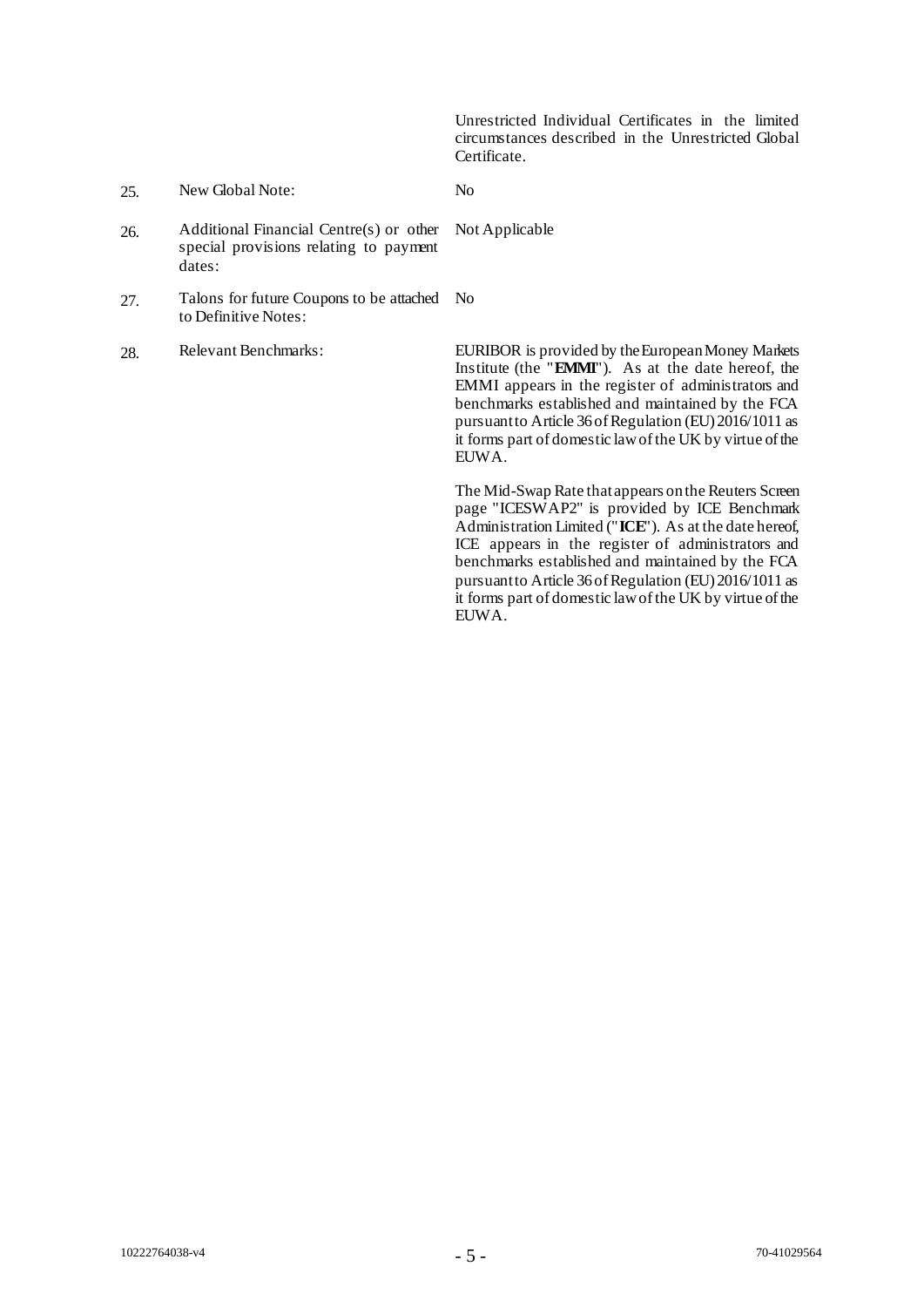| | | |
|---|---|---|
| | | Unrestricted Individual Certificates in the limited circumstances described in the Unrestricted Global Certificate. |
| 25. | New Global Note: | No |
| 26. | Additional Financial Centre(s) or other special provisions relating to payment dates: | Not Applicable |
| 27. | Talons for future Coupons to be attached to Definitive Notes: | No |
| 28. | Relevant Benchmarks: | EURIBOR is provided by the European Money Markets Institute (the "**EMMI**"). As at the date hereof, the EMMI appears in the register of administrators and benchmarks established and maintained by the FCA pursuant to Article 36 of Regulation (EU) 2016/1011 as it forms part of domestic law of the UK by virtue of the EUWA.<br><br>The Mid-Swap Rate that appears on the Reuters Screen page "ICESWAP2" is provided by ICE Benchmark Administration Limited ("**ICE**"). As at the date hereof, ICE appears in the register of administrators and benchmarks established and maintained by the FCA pursuant to Article 36 of Regulation (EU) 2016/1011 as it forms part of domestic law of the UK by virtue of the EUWA. |

10222764038-v4 70-41029564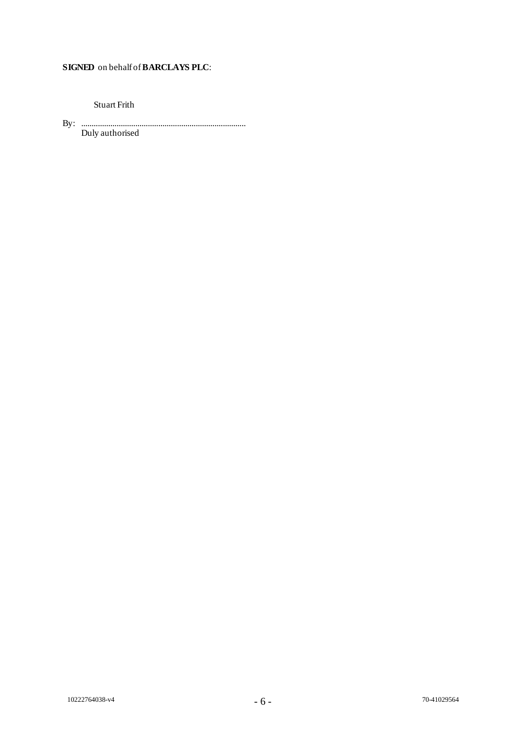**SIGNED** on behalf of **BARCLAYS PLC**:

Stuart Frith

By: ..............................................................................
Duly authorised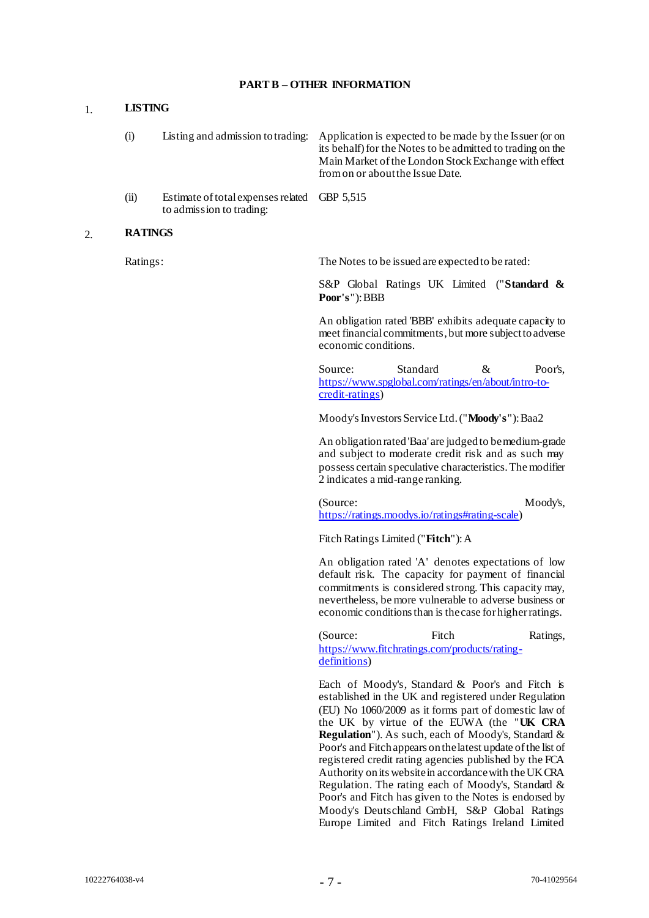## PART B – OTHER INFORMATION

### 1. LISTING

| | | |
|---|---|---|
| (i) | Listing and admission to trading: | Application is expected to be made by the Issuer (or on its behalf) for the Notes to be admitted to trading on the Main Market of the London Stock Exchange with effect from on or about the Issue Date. |
| (ii) | Estimate of total expenses related to admission to trading: | GBP 5,515 |

### 2. RATINGS

Ratings:

The Notes to be issued are expected to be rated:

S&P Global Ratings UK Limited ("**Standard & Poor's**"): BBB

An obligation rated 'BBB' exhibits adequate capacity to meet financial commitments, but more subject to adverse economic conditions.

Source: Standard & Poor's, [https://www.spglobal.com/ratings/en/about/intro-to-credit-ratings](https://www.spglobal.com/ratings/en/about/intro-to-credit-ratings))

Moody's Investors Service Ltd. ("**Moody's**"): Baa2

An obligation rated 'Baa' are judged to be medium-grade and subject to moderate credit risk and as such may possess certain speculative characteristics. The modifier 2 indicates a mid-range ranking.

(Source: Moody's, [https://ratings.moodys.io/ratings#rating-scale](https://ratings.moodys.io/ratings#rating-scale))

Fitch Ratings Limited ("**Fitch**"): A

An obligation rated 'A' denotes expectations of low default risk. The capacity for payment of financial commitments is considered strong. This capacity may, nevertheless, be more vulnerable to adverse business or economic conditions than is the case for higher ratings.

(Source: Fitch Ratings, [https://www.fitchratings.com/products/rating-definitions](https://www.fitchratings.com/products/rating-definitions))

Each of Moody's, Standard & Poor's and Fitch is established in the UK and registered under Regulation (EU) No 1060/2009 as it forms part of domestic law of the UK by virtue of the EUWA (the "**UK CRA Regulation**"). As such, each of Moody's, Standard & Poor's and Fitch appears on the latest update of the list of registered credit rating agencies published by the FCA Authority on its website in accordance with the UK CRA Regulation. The rating each of Moody's, Standard & Poor's and Fitch has given to the Notes is endorsed by Moody's Deutschland GmbH, S&P Global Ratings Europe Limited and Fitch Ratings Ireland Limited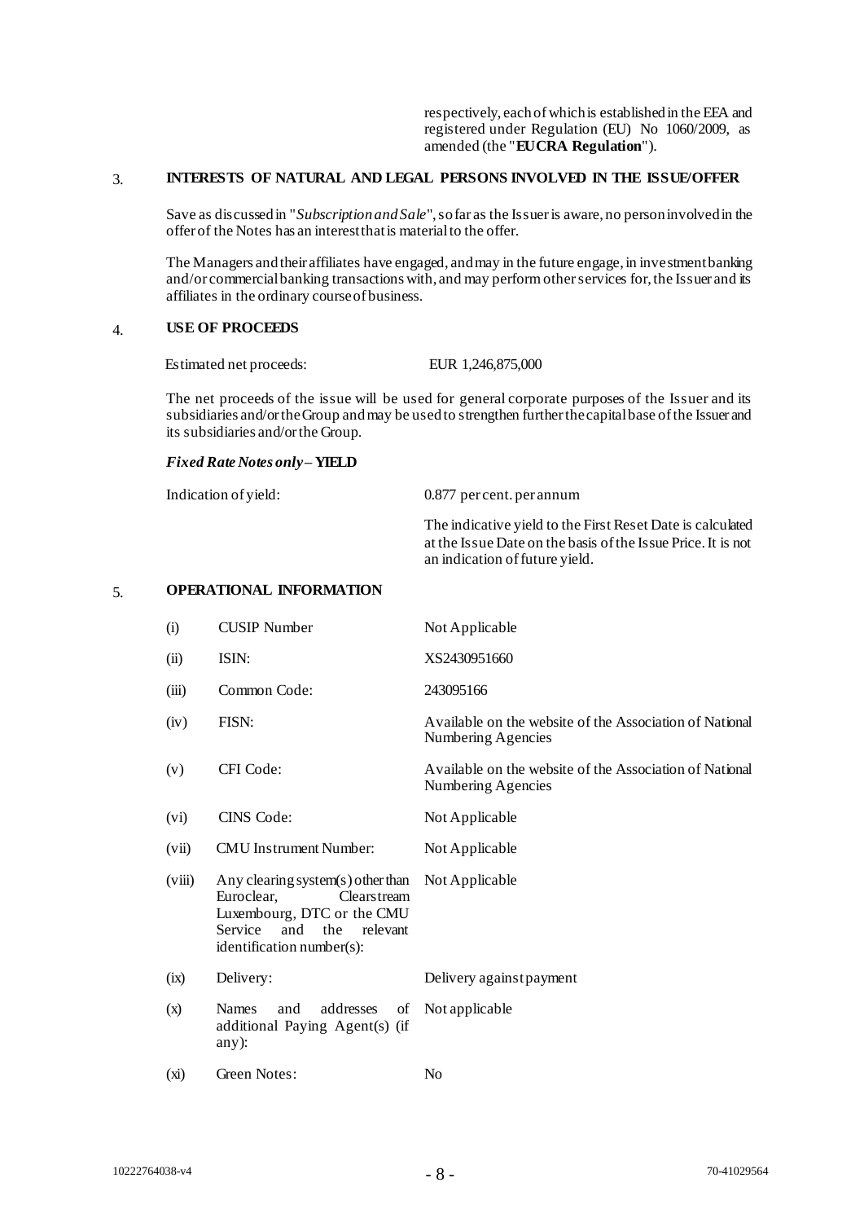respectively, each of which is established in the EEA and registered under Regulation (EU) No 1060/2009, as amended (the "**EUCRA Regulation**").

## 3. INTERESTS OF NATURAL AND LEGAL PERSONS INVOLVED IN THE ISSUE/OFFER

Save as discussed in "*Subscription and Sale*", so far as the Issuer is aware, no person involved in the offer of the Notes has an interest that is material to the offer.

The Managers and their affiliates have engaged, and may in the future engage, in investment banking and/or commercial banking transactions with, and may perform other services for, the Issuer and its affiliates in the ordinary course of business.

## 4. USE OF PROCEEDS

| | |
|---|---|
| Estimated net proceeds: | EUR 1,246,875,000 |

The net proceeds of the issue will be used for general corporate purposes of the Issuer and its subsidiaries and/or the Group and may be used to strengthen further the capital base of the Issuer and its subsidiaries and/or the Group.

***Fixed Rate Notes only* – YIELD**

| | |
|---|---|
| Indication of yield: | 0.877 per cent. per annum<br><br>The indicative yield to the First Reset Date is calculated at the Issue Date on the basis of the Issue Price. It is not an indication of future yield. |

## 5. OPERATIONAL INFORMATION

| | | |
|---|---|---|
| (i) | CUSIP Number | Not Applicable |
| (ii) | ISIN: | XS2430951660 |
| (iii) | Common Code: | 243095166 |
| (iv) | FISN: | Available on the website of the Association of National Numbering Agencies |
| (v) | CFI Code: | Available on the website of the Association of National Numbering Agencies |
| (vi) | CINS Code: | Not Applicable |
| (vii) | CMU Instrument Number: | Not Applicable |
| (viii) | Any clearing system(s) other than Euroclear, Clearstream Luxembourg, DTC or the CMU Service and the relevant identification number(s): | Not Applicable |
| (ix) | Delivery: | Delivery against payment |
| (x) | Names and addresses of additional Paying Agent(s) (if any): | Not applicable |
| (xi) | Green Notes: | No |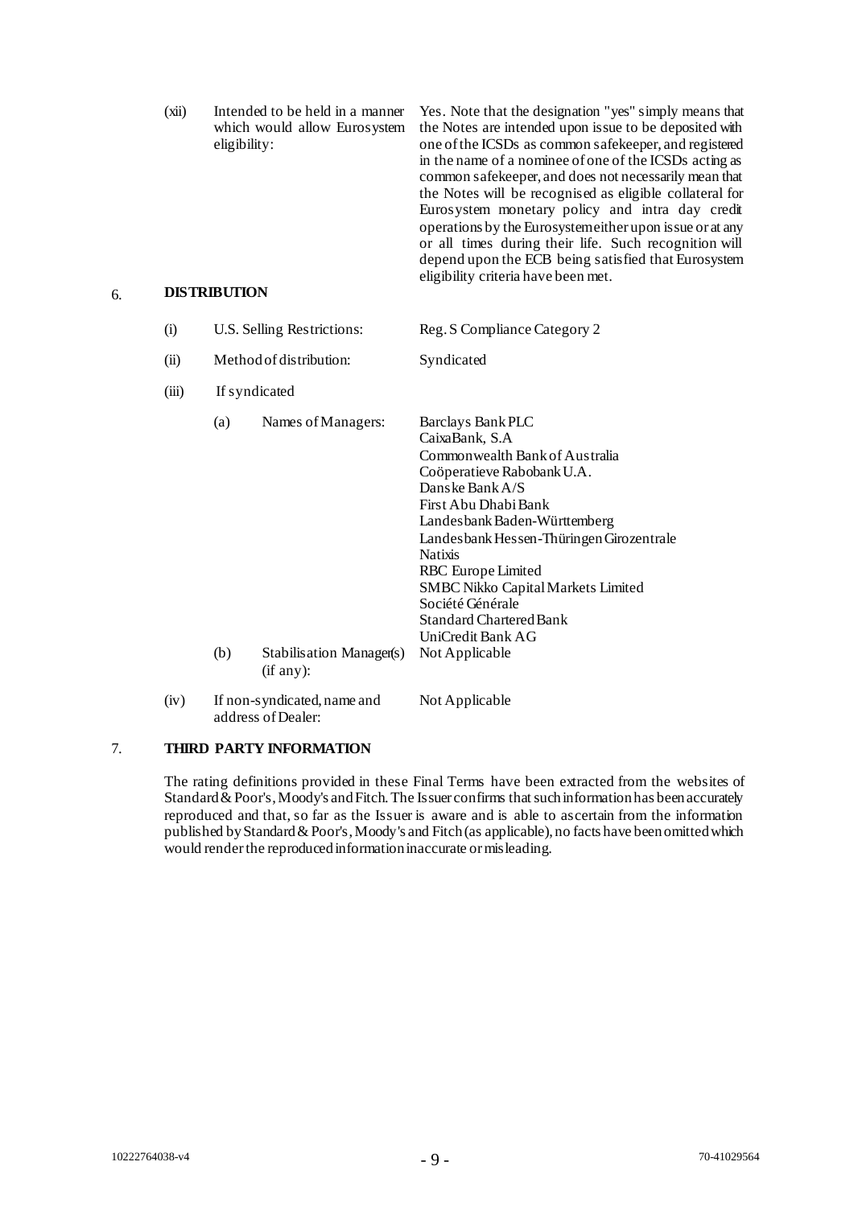| | | |
|---|---|---|
| (xii) | Intended to be held in a manner which would allow Eurosystem eligibility: | Yes. Note that the designation "yes" simply means that the Notes are intended upon issue to be deposited with one of the ICSDs as common safekeeper, and registered in the name of a nominee of one of the ICSDs acting as common safekeeper, and does not necessarily mean that the Notes will be recognised as eligible collateral for Eurosystem monetary policy and intra day credit operations by the Eurosystem either upon issue or at any or all times during their life. Such recognition will depend upon the ECB being satisfied that Eurosystem eligibility criteria have been met. |

## 6. DISTRIBUTION

| | | |
|---|---|---|
| (i) | U.S. Selling Restrictions: | Reg. S Compliance Category 2 |
| (ii) | Method of distribution: | Syndicated |
| (iii) | If syndicated | |
| | (a) Names of Managers: | Barclays Bank PLC<br>CaixaBank, S.A<br>Commonwealth Bank of Australia<br>Coöperatieve Rabobank U.A.<br>Danske Bank A/S<br>First Abu Dhabi Bank<br>Landesbank Baden-Württemberg<br>Landesbank Hessen-Thüringen Girozentrale<br>Natixis<br>RBC Europe Limited<br>SMBC Nikko Capital Markets Limited<br>Société Générale<br>Standard Chartered Bank<br>UniCredit Bank AG |
| | (b) Stabilisation Manager(s) (if any): | Not Applicable |
| (iv) | If non-syndicated, name and address of Dealer: | Not Applicable |

## 7. THIRD PARTY INFORMATION

The rating definitions provided in these Final Terms have been extracted from the websites of Standard & Poor's, Moody's and Fitch. The Issuer confirms that such information has been accurately reproduced and that, so far as the Issuer is aware and is able to ascertain from the information published by Standard & Poor's, Moody's and Fitch (as applicable), no facts have been omitted which would render the reproduced information inaccurate or misleading.